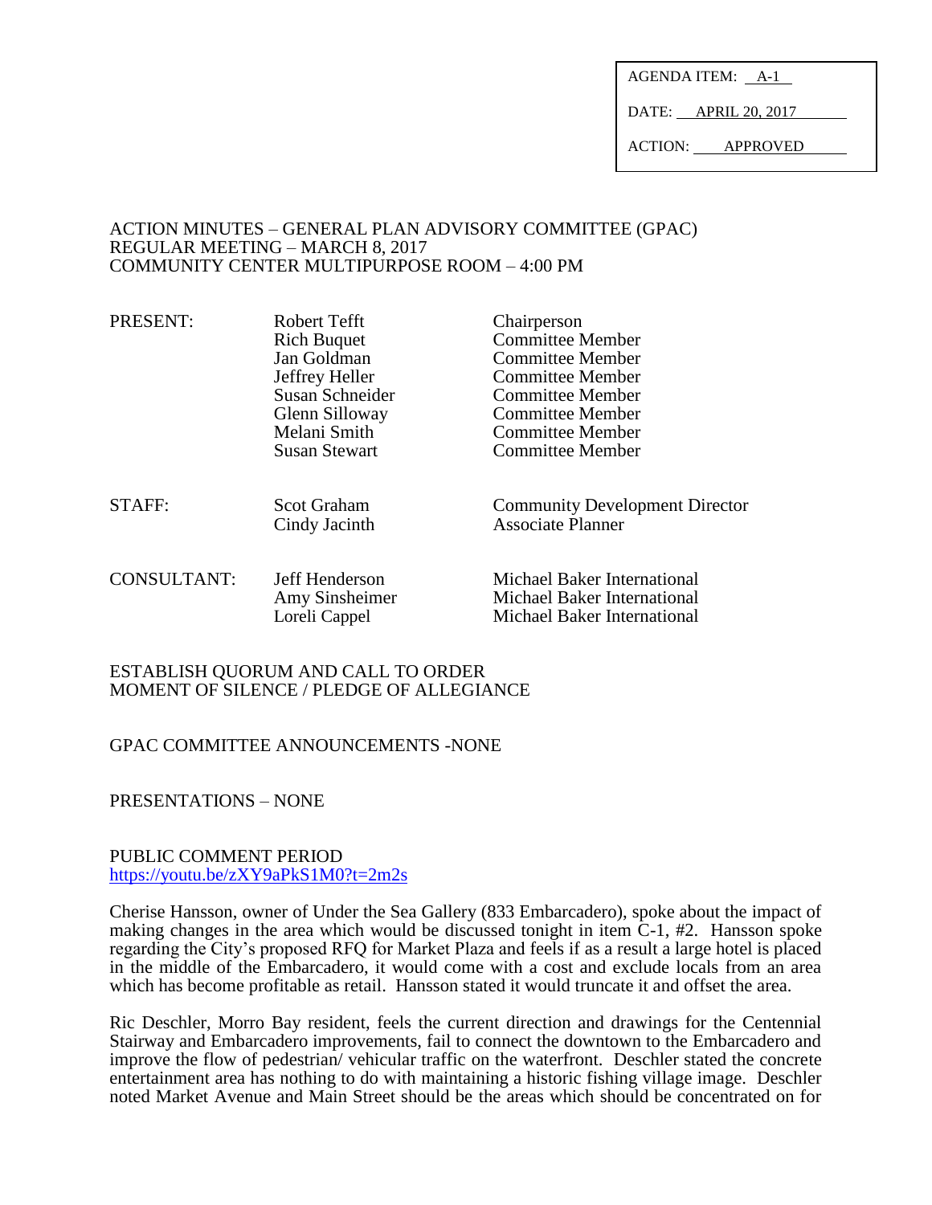AGENDA ITEM: A-1

DATE: APRIL 20, 2017

ACTION: APPROVED

ACTION MINUTES – GENERAL PLAN ADVISORY COMMITTEE (GPAC)
REGULAR MEETING – MARCH 8, 2017
COMMUNITY CENTER MULTIPURPOSE ROOM – 4:00 PM

| | | |
|---|---|---|
| PRESENT: | Robert Tefft | Chairperson |
| | Rich Buquet | Committee Member |
| | Jan Goldman | Committee Member |
| | Jeffrey Heller | Committee Member |
| | Susan Schneider | Committee Member |
| | Glenn Silloway | Committee Member |
| | Melani Smith | Committee Member |
| | Susan Stewart | Committee Member |
| STAFF: | Scot Graham | Community Development Director |
| | Cindy Jacinth | Associate Planner |
| CONSULTANT: | Jeff Henderson | Michael Baker International |
| | Amy Sinsheimer | Michael Baker International |
| | Loreli Cappel | Michael Baker International |

ESTABLISH QUORUM AND CALL TO ORDER
MOMENT OF SILENCE / PLEDGE OF ALLEGIANCE

GPAC COMMITTEE ANNOUNCEMENTS -NONE

PRESENTATIONS – NONE

PUBLIC COMMENT PERIOD
https://youtu.be/zXY9aPkS1M0?t=2m2s

Cherise Hansson, owner of Under the Sea Gallery (833 Embarcadero), spoke about the impact of making changes in the area which would be discussed tonight in item C-1, #2. Hansson spoke regarding the City's proposed RFQ for Market Plaza and feels if as a result a large hotel is placed in the middle of the Embarcadero, it would come with a cost and exclude locals from an area which has become profitable as retail. Hansson stated it would truncate it and offset the area.

Ric Deschler, Morro Bay resident, feels the current direction and drawings for the Centennial Stairway and Embarcadero improvements, fail to connect the downtown to the Embarcadero and improve the flow of pedestrian/ vehicular traffic on the waterfront. Deschler stated the concrete entertainment area has nothing to do with maintaining a historic fishing village image. Deschler noted Market Avenue and Main Street should be the areas which should be concentrated on for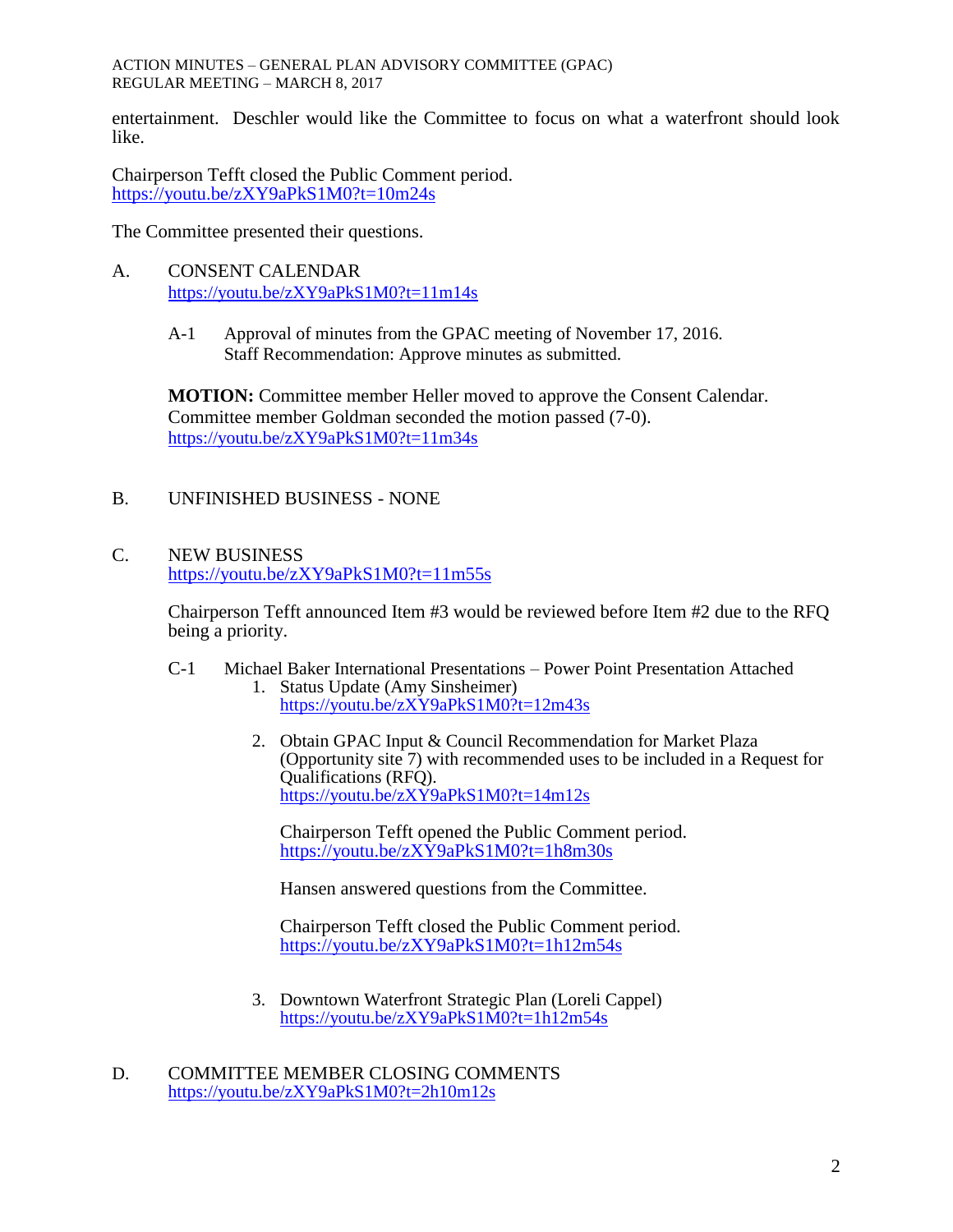entertainment. Deschler would like the Committee to focus on what a waterfront should look like.

Chairperson Tefft closed the Public Comment period.
https://youtu.be/zXY9aPkS1M0?t=10m24s

The Committee presented their questions.

A. CONSENT CALENDAR
https://youtu.be/zXY9aPkS1M0?t=11m14s

A-1 Approval of minutes from the GPAC meeting of November 17, 2016.
Staff Recommendation: Approve minutes as submitted.

**MOTION:** Committee member Heller moved to approve the Consent Calendar. Committee member Goldman seconded the motion passed (7-0).
https://youtu.be/zXY9aPkS1M0?t=11m34s

B. UNFINISHED BUSINESS - NONE

C. NEW BUSINESS
https://youtu.be/zXY9aPkS1M0?t=11m55s

Chairperson Tefft announced Item #3 would be reviewed before Item #2 due to the RFQ being a priority.

C-1 Michael Baker International Presentations – Power Point Presentation Attached

1. Status Update (Amy Sinsheimer)
   https://youtu.be/zXY9aPkS1M0?t=12m43s

2. Obtain GPAC Input & Council Recommendation for Market Plaza (Opportunity site 7) with recommended uses to be included in a Request for Qualifications (RFQ).
   https://youtu.be/zXY9aPkS1M0?t=14m12s

   Chairperson Tefft opened the Public Comment period.
   https://youtu.be/zXY9aPkS1M0?t=1h8m30s

   Hansen answered questions from the Committee.

   Chairperson Tefft closed the Public Comment period.
   https://youtu.be/zXY9aPkS1M0?t=1h12m54s

3. Downtown Waterfront Strategic Plan (Loreli Cappel)
   https://youtu.be/zXY9aPkS1M0?t=1h12m54s

D. COMMITTEE MEMBER CLOSING COMMENTS
https://youtu.be/zXY9aPkS1M0?t=2h10m12s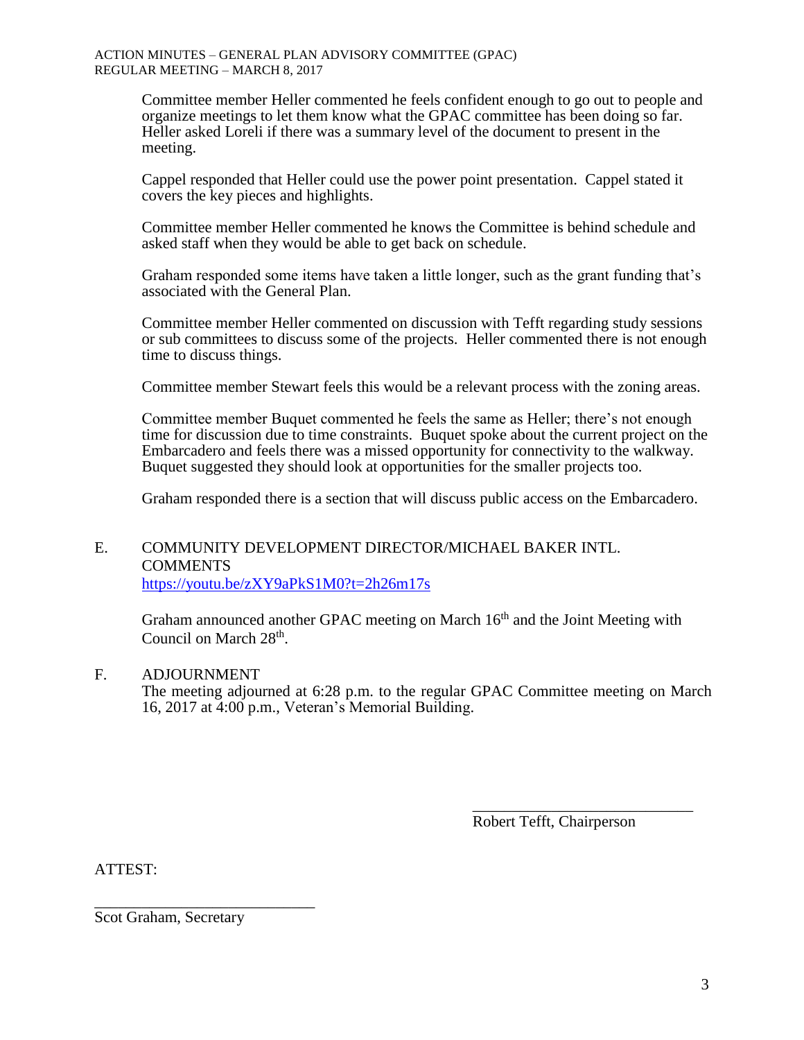Committee member Heller commented he feels confident enough to go out to people and organize meetings to let them know what the GPAC committee has been doing so far. Heller asked Loreli if there was a summary level of the document to present in the meeting.

Cappel responded that Heller could use the power point presentation. Cappel stated it covers the key pieces and highlights.

Committee member Heller commented he knows the Committee is behind schedule and asked staff when they would be able to get back on schedule.

Graham responded some items have taken a little longer, such as the grant funding that's associated with the General Plan.

Committee member Heller commented on discussion with Tefft regarding study sessions or sub committees to discuss some of the projects. Heller commented there is not enough time to discuss things.

Committee member Stewart feels this would be a relevant process with the zoning areas.

Committee member Buquet commented he feels the same as Heller; there's not enough time for discussion due to time constraints. Buquet spoke about the current project on the Embarcadero and feels there was a missed opportunity for connectivity to the walkway. Buquet suggested they should look at opportunities for the smaller projects too.

Graham responded there is a section that will discuss public access on the Embarcadero.

## E. COMMUNITY DEVELOPMENT DIRECTOR/MICHAEL BAKER INTL. COMMENTS

https://youtu.be/zXY9aPkS1M0?t=2h26m17s

Graham announced another GPAC meeting on March 16th and the Joint Meeting with Council on March 28th.

## F. ADJOURNMENT

The meeting adjourned at 6:28 p.m. to the regular GPAC Committee meeting on March 16, 2017 at 4:00 p.m., Veteran's Memorial Building.

\_\_\_\_\_\_\_\_\_\_\_\_\_\_\_\_\_\_\_\_\_\_\_\_\_\_\_\_\_\_
Robert Tefft, Chairperson

ATTEST:

\_\_\_\_\_\_\_\_\_\_\_\_\_\_\_\_\_\_\_\_\_\_\_\_\_\_\_\_\_\_
Scot Graham, Secretary